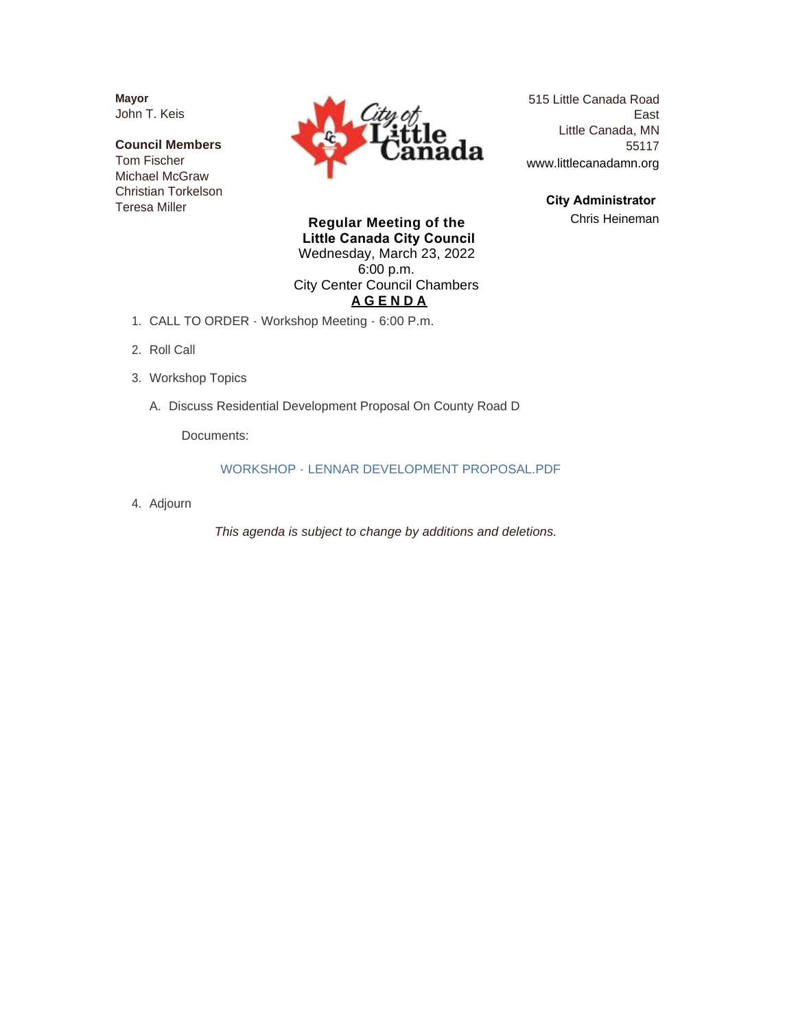**Mayor**
John T. Keis

**Council Members**
Tom Fischer
Michael McGraw
Christian Torkelson
Teresa Miller

515 Little Canada Road East
Little Canada, MN 55117
www.littlecanadamn.org

**City Administrator**
Chris Heineman

**Regular Meeting of the**
**Little Canada City Council**
Wednesday, March 23, 2022
6:00 p.m.
City Center Council Chambers

**A G E N D A**

1. CALL TO ORDER - Workshop Meeting - 6:00 P.m.

2. Roll Call

3. Workshop Topics

   A. Discuss Residential Development Proposal On County Road D

      Documents:

      WORKSHOP - LENNAR DEVELOPMENT PROPOSAL.PDF

4. Adjourn

*This agenda is subject to change by additions and deletions.*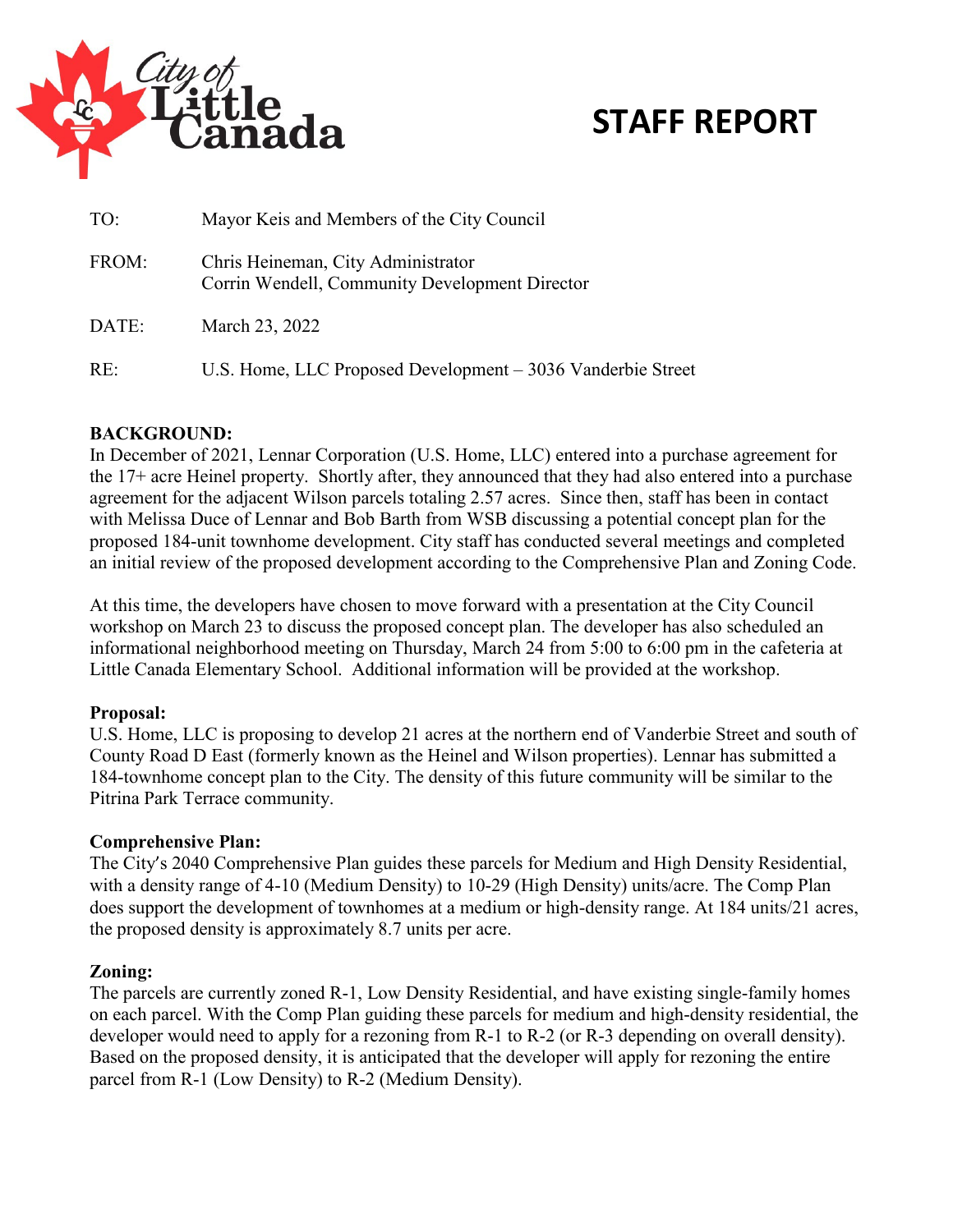# STAFF REPORT

| | |
|---|---|
| TO: | Mayor Keis and Members of the City Council |
| FROM: | Chris Heineman, City Administrator<br>Corrin Wendell, Community Development Director |
| DATE: | March 23, 2022 |
| RE: | U.S. Home, LLC Proposed Development – 3036 Vanderbie Street |

**BACKGROUND:**

In December of 2021, Lennar Corporation (U.S. Home, LLC) entered into a purchase agreement for the 17+ acre Heinel property. Shortly after, they announced that they had also entered into a purchase agreement for the adjacent Wilson parcels totaling 2.57 acres. Since then, staff has been in contact with Melissa Duce of Lennar and Bob Barth from WSB discussing a potential concept plan for the proposed 184-unit townhome development. City staff has conducted several meetings and completed an initial review of the proposed development according to the Comprehensive Plan and Zoning Code.

At this time, the developers have chosen to move forward with a presentation at the City Council workshop on March 23 to discuss the proposed concept plan. The developer has also scheduled an informational neighborhood meeting on Thursday, March 24 from 5:00 to 6:00 pm in the cafeteria at Little Canada Elementary School. Additional information will be provided at the workshop.

**Proposal:**

U.S. Home, LLC is proposing to develop 21 acres at the northern end of Vanderbie Street and south of County Road D East (formerly known as the Heinel and Wilson properties). Lennar has submitted a 184-townhome concept plan to the City. The density of this future community will be similar to the Pitrina Park Terrace community.

**Comprehensive Plan:**

The City's 2040 Comprehensive Plan guides these parcels for Medium and High Density Residential, with a density range of 4-10 (Medium Density) to 10-29 (High Density) units/acre. The Comp Plan does support the development of townhomes at a medium or high-density range. At 184 units/21 acres, the proposed density is approximately 8.7 units per acre.

**Zoning:**

The parcels are currently zoned R-1, Low Density Residential, and have existing single-family homes on each parcel. With the Comp Plan guiding these parcels for medium and high-density residential, the developer would need to apply for a rezoning from R-1 to R-2 (or R-3 depending on overall density). Based on the proposed density, it is anticipated that the developer will apply for rezoning the entire parcel from R-1 (Low Density) to R-2 (Medium Density).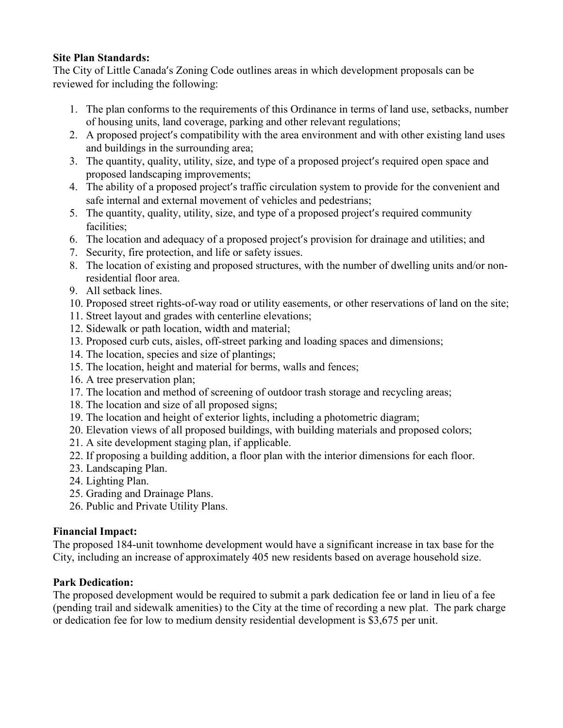**Site Plan Standards:**
The City of Little Canada's Zoning Code outlines areas in which development proposals can be reviewed for including the following:

1. The plan conforms to the requirements of this Ordinance in terms of land use, setbacks, number of housing units, land coverage, parking and other relevant regulations;
2. A proposed project's compatibility with the area environment and with other existing land uses and buildings in the surrounding area;
3. The quantity, quality, utility, size, and type of a proposed project's required open space and proposed landscaping improvements;
4. The ability of a proposed project's traffic circulation system to provide for the convenient and safe internal and external movement of vehicles and pedestrians;
5. The quantity, quality, utility, size, and type of a proposed project's required community facilities;
6. The location and adequacy of a proposed project's provision for drainage and utilities; and
7. Security, fire protection, and life or safety issues.
8. The location of existing and proposed structures, with the number of dwelling units and/or non-residential floor area.
9. All setback lines.
10. Proposed street rights-of-way road or utility easements, or other reservations of land on the site;
11. Street layout and grades with centerline elevations;
12. Sidewalk or path location, width and material;
13. Proposed curb cuts, aisles, off-street parking and loading spaces and dimensions;
14. The location, species and size of plantings;
15. The location, height and material for berms, walls and fences;
16. A tree preservation plan;
17. The location and method of screening of outdoor trash storage and recycling areas;
18. The location and size of all proposed signs;
19. The location and height of exterior lights, including a photometric diagram;
20. Elevation views of all proposed buildings, with building materials and proposed colors;
21. A site development staging plan, if applicable.
22. If proposing a building addition, a floor plan with the interior dimensions for each floor.
23. Landscaping Plan.
24. Lighting Plan.
25. Grading and Drainage Plans.
26. Public and Private Utility Plans.

**Financial Impact:**
The proposed 184-unit townhome development would have a significant increase in tax base for the City, including an increase of approximately 405 new residents based on average household size.

**Park Dedication:**
The proposed development would be required to submit a park dedication fee or land in lieu of a fee (pending trail and sidewalk amenities) to the City at the time of recording a new plat. The park charge or dedication fee for low to medium density residential development is $3,675 per unit.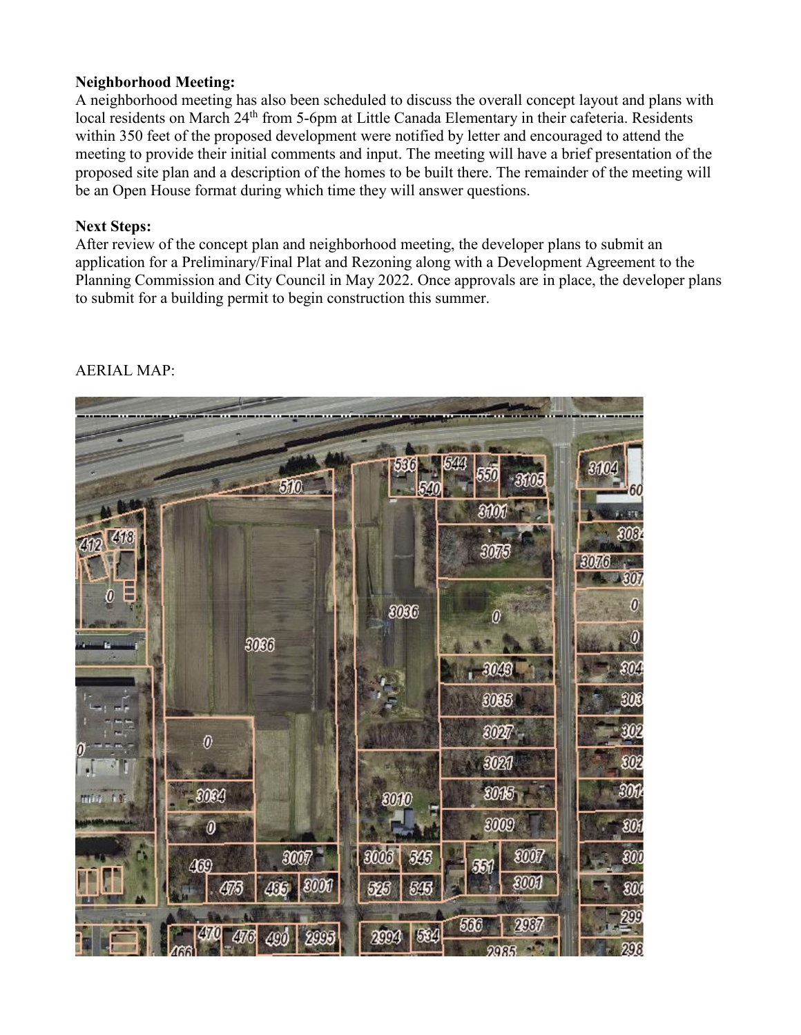**Neighborhood Meeting:**
A neighborhood meeting has also been scheduled to discuss the overall concept layout and plans with local residents on March 24th from 5-6pm at Little Canada Elementary in their cafeteria. Residents within 350 feet of the proposed development were notified by letter and encouraged to attend the meeting to provide their initial comments and input. The meeting will have a brief presentation of the proposed site plan and a description of the homes to be built there. The remainder of the meeting will be an Open House format during which time they will answer questions.

**Next Steps:**
After review of the concept plan and neighborhood meeting, the developer plans to submit an application for a Preliminary/Final Plat and Rezoning along with a Development Agreement to the Planning Commission and City Council in May 2022. Once approvals are in place, the developer plans to submit for a building permit to begin construction this summer.

AERIAL MAP: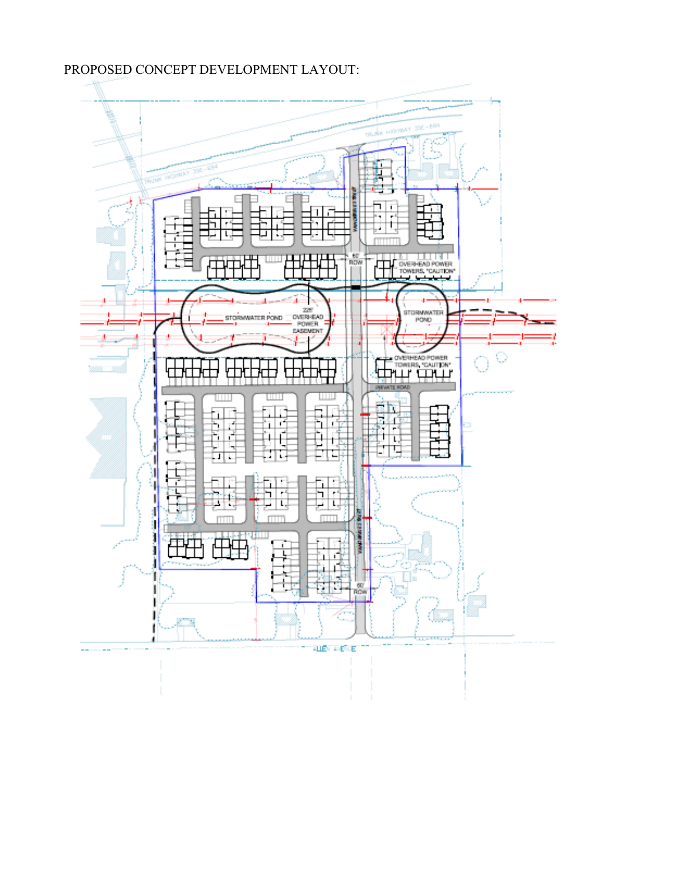PROPOSED CONCEPT DEVELOPMENT LAYOUT:

TRUNK HIGHWAY 35E-694

60' ROW

OVERHEAD POWER TOWERS, "CAUTION"

STORMWATER POND

225' OVERHEAD POWER EASEMENT

STORMWATER POND

OVERHEAD POWER TOWERS, "CAUTION"

PRIVATE ROAD

60' ROW

ALLEN AVENUE